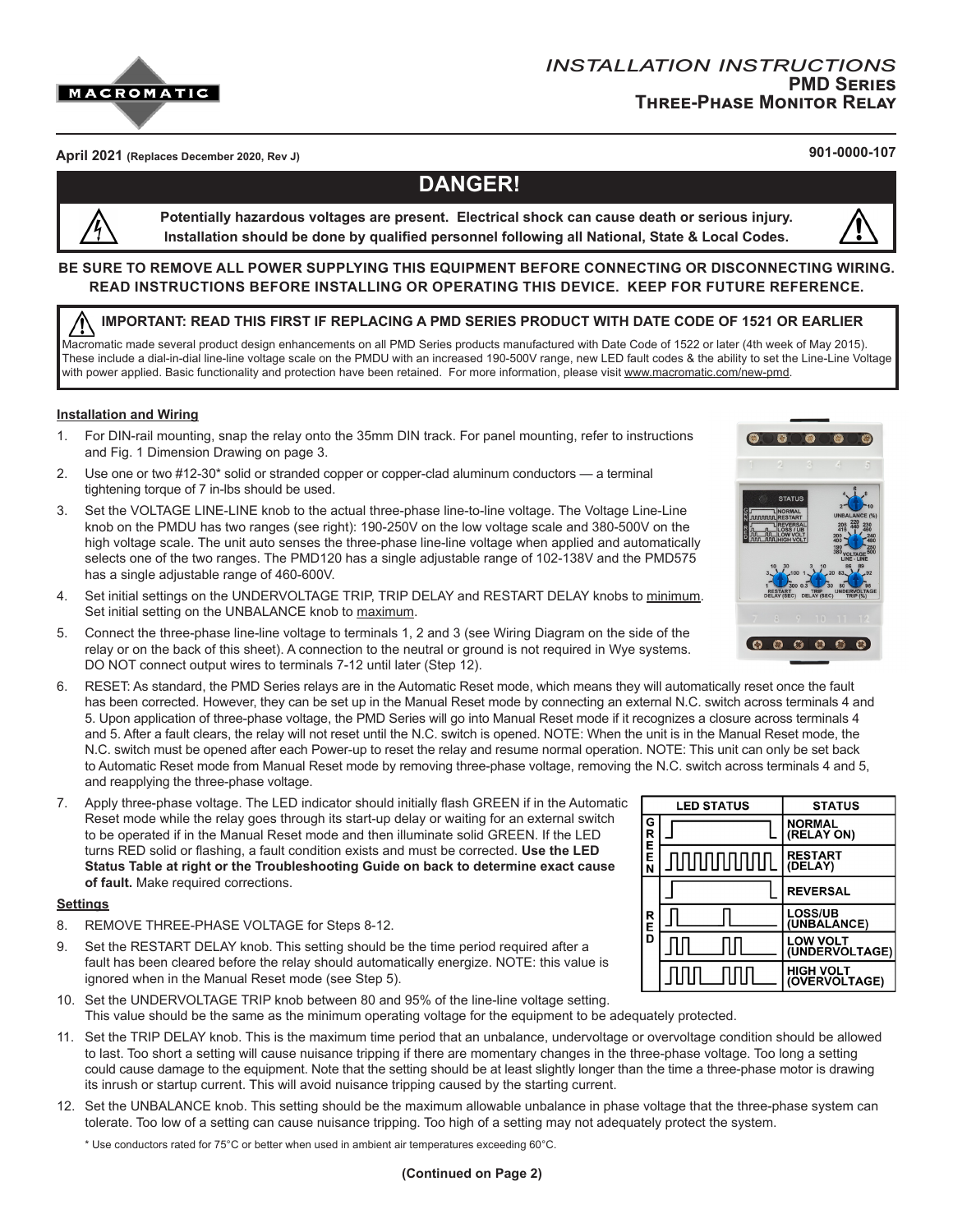# INSTALLATION INSTRUCTIONS
## PMD Series
## Three-Phase Monitor Relay

**April 2021** **(Replaces December 2020, Rev J)** **901-0000-107**

## DANGER!

**Potentially hazardous voltages are present. Electrical shock can cause death or serious injury. Installation should be done by qualified personnel following all National, State & Local Codes.**

**BE SURE TO REMOVE ALL POWER SUPPLYING THIS EQUIPMENT BEFORE CONNECTING OR DISCONNECTING WIRING. READ INSTRUCTIONS BEFORE INSTALLING OR OPERATING THIS DEVICE. KEEP FOR FUTURE REFERENCE.**

### IMPORTANT: READ THIS FIRST IF REPLACING A PMD SERIES PRODUCT WITH DATE CODE OF 1521 OR EARLIER

Macromatic made several product design enhancements on all PMD Series products manufactured with Date Code of 1522 or later (4th week of May 2015). These include a dial-in-dial line-line voltage scale on the PMDU with an increased 190-500V range, new LED fault codes & the ability to set the Line-Line Voltage with power applied. Basic functionality and protection have been retained. For more information, please visit www.macromatic.com/new-pmd.

### Installation and Wiring

1. For DIN-rail mounting, snap the relay onto the 35mm DIN track. For panel mounting, refer to instructions and Fig. 1 Dimension Drawing on page 3.
2. Use one or two #12-30* solid or stranded copper or copper-clad aluminum conductors — a terminal tightening torque of 7 in-lbs should be used.
3. Set the VOLTAGE LINE-LINE knob to the actual three-phase line-to-line voltage. The Voltage Line-Line knob on the PMDU has two ranges (see right): 190-250V on the low voltage scale and 380-500V on the high voltage scale. The unit auto senses the three-phase line-line voltage when applied and automatically selects one of the two ranges. The PMD120 has a single adjustable range of 102-138V and the PMD575 has a single adjustable range of 460-600V.
4. Set initial settings on the UNDERVOLTAGE TRIP, TRIP DELAY and RESTART DELAY knobs to minimum. Set initial setting on the UNBALANCE knob to maximum.
5. Connect the three-phase line-line voltage to terminals 1, 2 and 3 (see Wiring Diagram on the side of the relay or on the back of this sheet). A connection to the neutral or ground is not required in Wye systems. DO NOT connect output wires to terminals 7-12 until later (Step 12).
6. RESET: As standard, the PMD Series relays are in the Automatic Reset mode, which means they will automatically reset once the fault has been corrected. However, they can be set up in the Manual Reset mode by connecting an external N.C. switch across terminals 4 and 5. Upon application of three-phase voltage, the PMD Series will go into Manual Reset mode if it recognizes a closure across terminals 4 and 5. After a fault clears, the relay will not reset until the N.C. switch is opened. NOTE: When the unit is in the Manual Reset mode, the N.C. switch must be opened after each Power-up to reset the relay and resume normal operation. NOTE: This unit can only be set back to Automatic Reset mode from Manual Reset mode by removing three-phase voltage, removing the N.C. switch across terminals 4 and 5, and reapplying the three-phase voltage.
7. Apply three-phase voltage. The LED indicator should initially flash GREEN if in the Automatic Reset mode while the relay goes through its start-up delay or waiting for an external switch to be operated if in the Manual Reset mode and then illuminate solid GREEN. If the LED turns RED solid or flashing, a fault condition exists and must be corrected. **Use the LED Status Table at right or the Troubleshooting Guide on back to determine exact cause of fault.** Make required corrections.

| | LED STATUS | STATUS |
|---|---|---|
| GREEN | Solid | NORMAL (RELAY ON) |
| GREEN | Continuous flashing | RESTART (DELAY) |
| RED | Solid | REVERSAL |
| RED | 1 flash | LOSS/UB (UNBALANCE) |
| RED | 2 flashes | LOW VOLT (UNDERVOLTAGE) |
| RED | 3 flashes | HIGH VOLT (OVERVOLTAGE) |

### Settings

8. REMOVE THREE-PHASE VOLTAGE for Steps 8-12.
9. Set the RESTART DELAY knob. This setting should be the time period required after a fault has been cleared before the relay should automatically energize. NOTE: this value is ignored when in the Manual Reset mode (see Step 5).
10. Set the UNDERVOLTAGE TRIP knob between 80 and 95% of the line-line voltage setting. This value should be the same as the minimum operating voltage for the equipment to be adequately protected.
11. Set the TRIP DELAY knob. This is the maximum time period that an unbalance, undervoltage or overvoltage condition should be allowed to last. Too short a setting will cause nuisance tripping if there are momentary changes in the three-phase voltage. Too long a setting could cause damage to the equipment. Note that the setting should be at least slightly longer than the time a three-phase motor is drawing its inrush or startup current. This will avoid nuisance tripping caused by the starting current.
12. Set the UNBALANCE knob. This setting should be the maximum allowable unbalance in phase voltage that the three-phase system can tolerate. Too low of a setting can cause nuisance tripping. Too high of a setting may not adequately protect the system.

\* Use conductors rated for 75°C or better when used in ambient air temperatures exceeding 60°C.

**(Continued on Page 2)**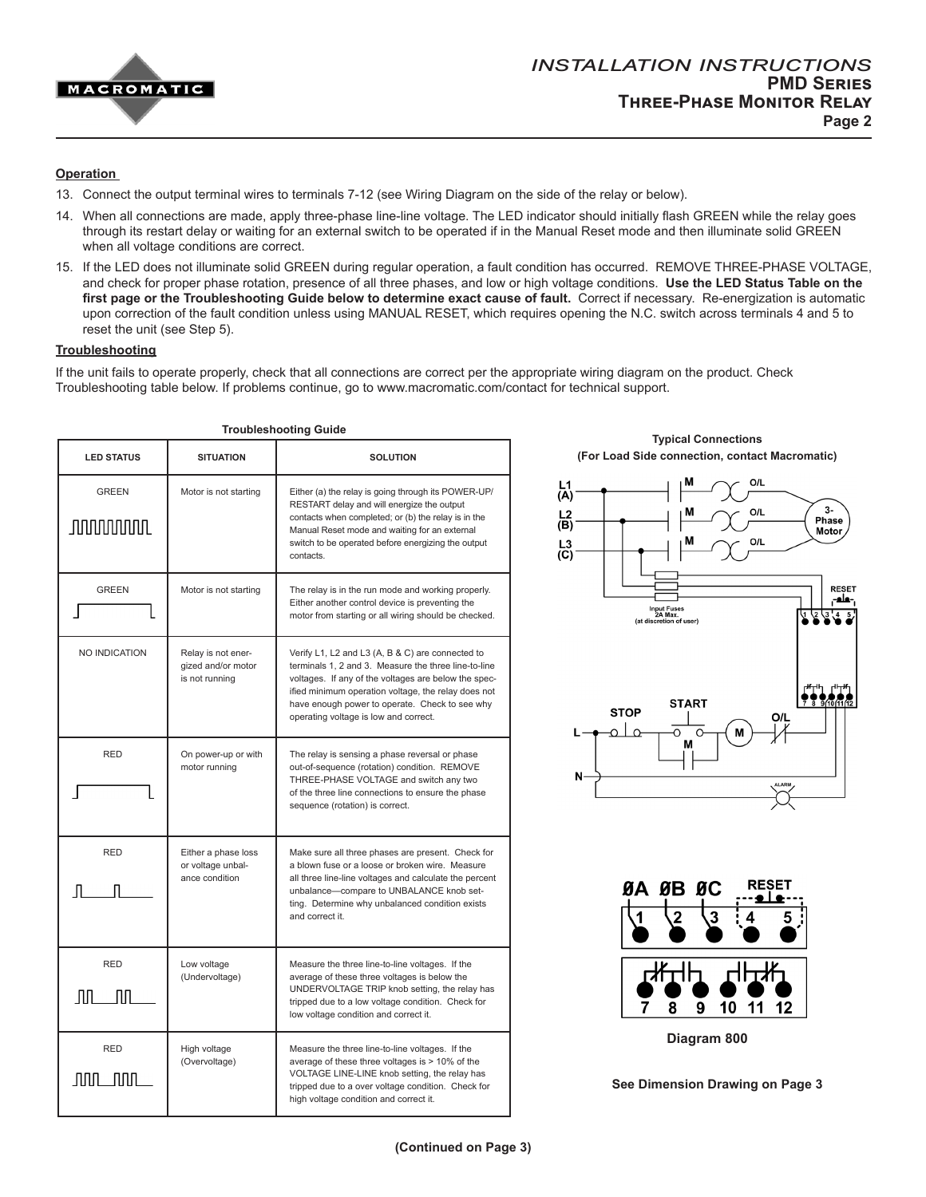## Operation

13. Connect the output terminal wires to terminals 7-12 (see Wiring Diagram on the side of the relay or below).
14. When all connections are made, apply three-phase line-line voltage. The LED indicator should initially flash GREEN while the relay goes through its restart delay or waiting for an external switch to be operated if in the Manual Reset mode and then illuminate solid GREEN when all voltage conditions are correct.
15. If the LED does not illuminate solid GREEN during regular operation, a fault condition has occurred. REMOVE THREE-PHASE VOLTAGE, and check for proper phase rotation, presence of all three phases, and low or high voltage conditions. **Use the LED Status Table on the first page or the Troubleshooting Guide below to determine exact cause of fault.** Correct if necessary. Re-energization is automatic upon correction of the fault condition unless using MANUAL RESET, which requires opening the N.C. switch across terminals 4 and 5 to reset the unit (see Step 5).

## Troubleshooting

If the unit fails to operate properly, check that all connections are correct per the appropriate wiring diagram on the product. Check Troubleshooting table below. If problems continue, go to www.macromatic.com/contact for technical support.

**Troubleshooting Guide**

| LED STATUS | SITUATION | SOLUTION |
|---|---|---|
| GREEN | Motor is not starting | Either (a) the relay is going through its POWER-UP/RESTART delay and will energize the output contacts when completed; or (b) the relay is in the Manual Reset mode and waiting for an external switch to be operated before energizing the output contacts. |
| GREEN | Motor is not starting | The relay is in the run mode and working properly. Either another control device is preventing the motor from starting or all wiring should be checked. |
| NO INDICATION | Relay is not energized and/or motor is not running | Verify L1, L2 and L3 (A, B & C) are connected to terminals 1, 2 and 3. Measure the three line-to-line voltages. If any of the voltages are below the specified minimum operation voltage, the relay does not have enough power to operate. Check to see why operating voltage is low and correct. |
| RED | On power-up or with motor running | The relay is sensing a phase reversal or phase out-of-sequence (rotation) condition. REMOVE THREE-PHASE VOLTAGE and switch any two of the three line connections to ensure the phase sequence (rotation) is correct. |
| RED | Either a phase loss or voltage unbalance condition | Make sure all three phases are present. Check for a blown fuse or a loose or broken wire. Measure all three line-line voltages and calculate the percent unbalance—compare to UNBALANCE knob setting. Determine why unbalanced condition exists and correct it. |
| RED | Low voltage (Undervoltage) | Measure the three line-to-line voltages. If the average of these three voltages is below the UNDERVOLTAGE TRIP knob setting, the relay has tripped due to a low voltage condition. Check for low voltage condition and correct it. |
| RED | High voltage (Overvoltage) | Measure the three line-to-line voltages. If the average of these three voltages is > 10% of the VOLTAGE LINE-LINE knob setting, the relay has tripped due to a over voltage condition. Check for high voltage condition and correct it. |

**Typical Connections**
**(For Load Side connection, contact Macromatic)**

Diagram 800

**See Dimension Drawing on Page 3**

**(Continued on Page 3)**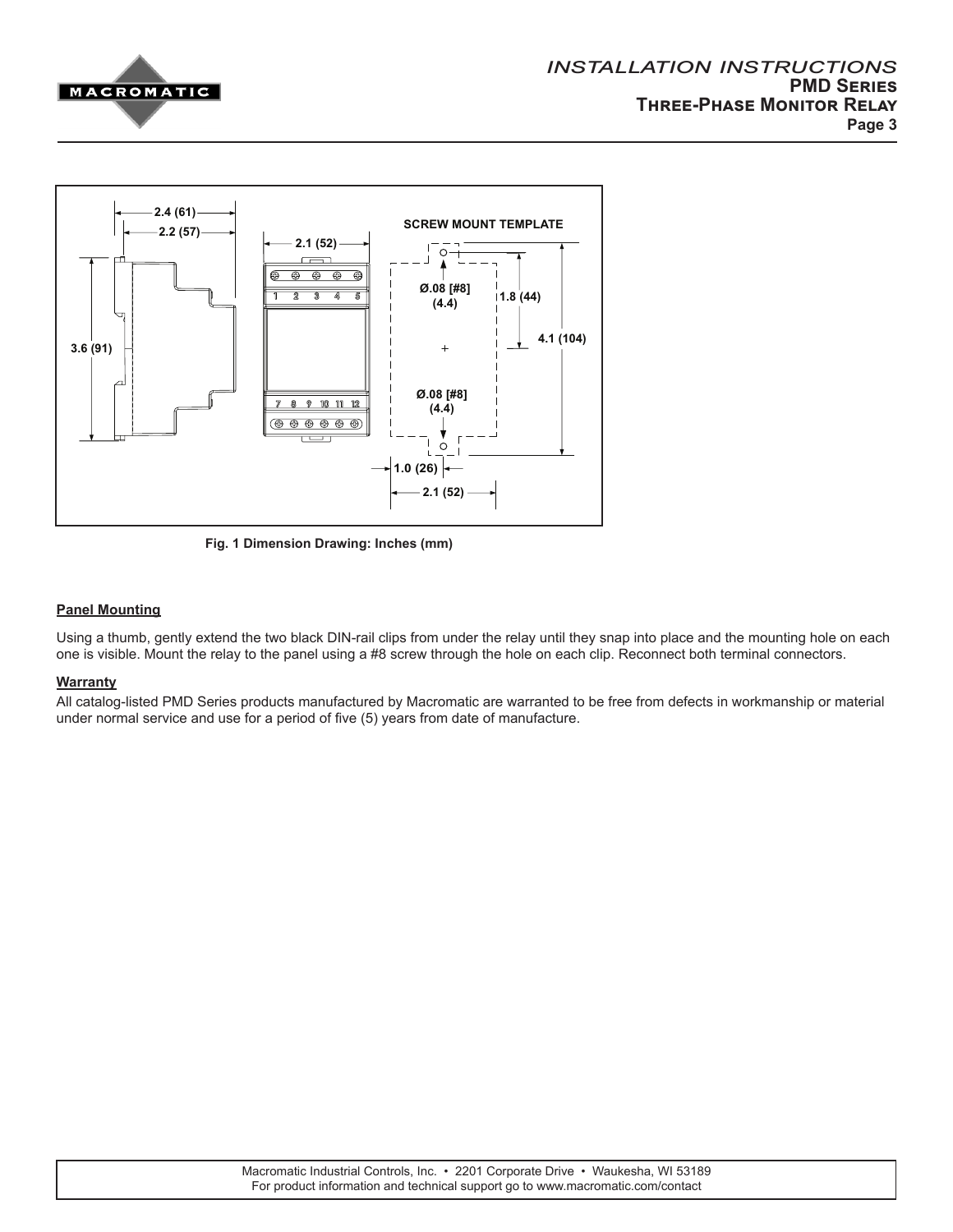2.4 (61)
2.2 (57)
2.1 (52)
SCREW MOUNT TEMPLATE
Ø.08 [#8]
(4.4)
1.8 (44)
4.1 (104)
3.6 (91)
1 2 3 4 5
7 8 9 10 11 12
Ø.08 [#8]
(4.4)
1.0 (26)
2.1 (52)

**Fig. 1 Dimension Drawing: Inches (mm)**

### Panel Mounting

Using a thumb, gently extend the two black DIN-rail clips from under the relay until they snap into place and the mounting hole on each one is visible. Mount the relay to the panel using a #8 screw through the hole on each clip. Reconnect both terminal connectors.

### Warranty

All catalog-listed PMD Series products manufactured by Macromatic are warranted to be free from defects in workmanship or material under normal service and use for a period of five (5) years from date of manufacture.

Macromatic Industrial Controls, Inc. • 2201 Corporate Drive • Waukesha, WI 53189
For product information and technical support go to www.macromatic.com/contact